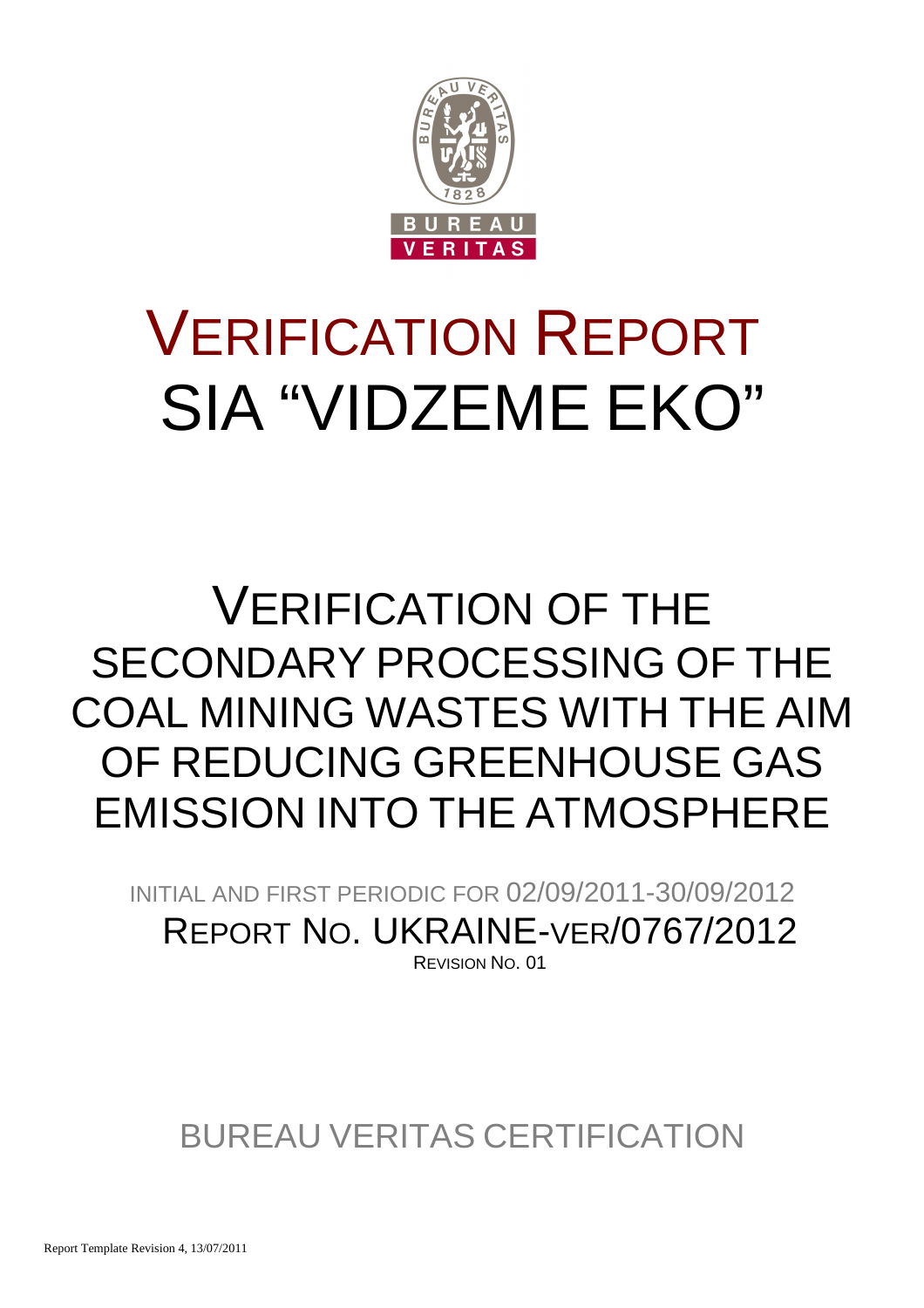# VERIFICATION REPORT
# SIA "VIDZEME EKO"

## VERIFICATION OF THE SECONDARY PROCESSING OF THE COAL MINING WASTES WITH THE AIM OF REDUCING GREENHOUSE GAS EMISSION INTO THE ATMOSPHERE

INITIAL AND FIRST PERIODIC FOR 02/09/2011-30/09/2012

REPORT NO. UKRAINE-VER/0767/2012

REVISION NO. 01

BUREAU VERITAS CERTIFICATION

Report Template Revision 4, 13/07/2011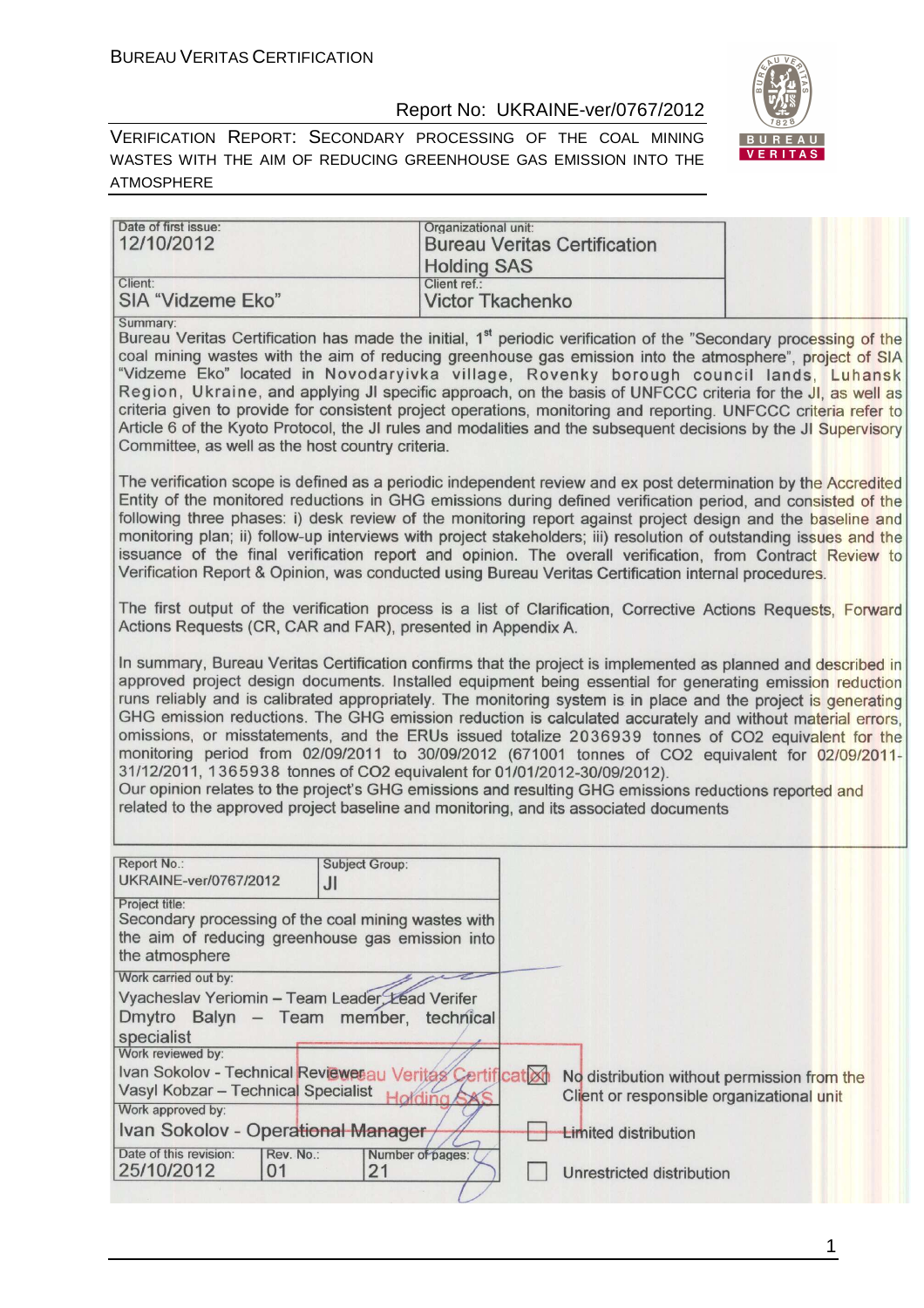BUREAU VERITAS CERTIFICATION

Report No: UKRAINE-ver/0767/2012

VERIFICATION REPORT: SECONDARY PROCESSING OF THE COAL MINING WASTES WITH THE AIM OF REDUCING GREENHOUSE GAS EMISSION INTO THE ATMOSPHERE

| Date of first issue: 12/10/2012 | Organizational unit: Bureau Veritas Certification Holding SAS |
|---|---|
| Client: SIA "Vidzeme Eko" | Client ref.: Victor Tkachenko |

Summary:

Bureau Veritas Certification has made the initial, 1[st] periodic verification of the "Secondary processing of the coal mining wastes with the aim of reducing greenhouse gas emission into the atmosphere", project of SIA "Vidzeme Eko" located in Novodaryivka village, Rovenky borough council lands, Luhansk Region, Ukraine, and applying JI specific approach, on the basis of UNFCCC criteria for the JI, as well as criteria given to provide for consistent project operations, monitoring and reporting. UNFCCC criteria refer to Article 6 of the Kyoto Protocol, the JI rules and modalities and the subsequent decisions by the JI Supervisory Committee, as well as the host country criteria.

The verification scope is defined as a periodic independent review and ex post determination by the Accredited Entity of the monitored reductions in GHG emissions during defined verification period, and consisted of the following three phases: i) desk review of the monitoring report against project design and the baseline and monitoring plan; ii) follow-up interviews with project stakeholders; iii) resolution of outstanding issues and the issuance of the final verification report and opinion. The overall verification, from Contract Review to Verification Report & Opinion, was conducted using Bureau Veritas Certification internal procedures.

The first output of the verification process is a list of Clarification, Corrective Actions Requests, Forward Actions Requests (CR, CAR and FAR), presented in Appendix A.

In summary, Bureau Veritas Certification confirms that the project is implemented as planned and described in approved project design documents. Installed equipment being essential for generating emission reduction runs reliably and is calibrated appropriately. The monitoring system is in place and the project is generating GHG emission reductions. The GHG emission reduction is calculated accurately and without material errors, omissions, or misstatements, and the ERUs issued totalize 2036939 tonnes of CO2 equivalent for the monitoring period from 02/09/2011 to 30/09/2012 (671001 tonnes of CO2 equivalent for 02/09/2011-31/12/2011, 1365938 tonnes of CO2 equivalent for 01/01/2012-30/09/2012).

Our opinion relates to the project's GHG emissions and resulting GHG emissions reductions reported and related to the approved project baseline and monitoring, and its associated documents

| Report No.: UKRAINE-ver/0767/2012 | Subject Group: JI |
|---|---|

Project title:
Secondary processing of the coal mining wastes with the aim of reducing greenhouse gas emission into the atmosphere

Work carried out by:
Vyacheslav Yeriomin – Team Leader, Lead Verifer
Dmytro Balyn – Team member, technical specialist

Work reviewed by:
Ivan Sokolov - Technical Reviewer
Vasyl Kobzar – Technical Specialist

Work approved by:
Ivan Sokolov - Operational Manager

| Date of this revision: 25/10/2012 | Rev. No.: 01 | Number of pages: 21 |
|---|---|---|

☒ No distribution without permission from the Client or responsible organizational unit

☐ Limited distribution

☐ Unrestricted distribution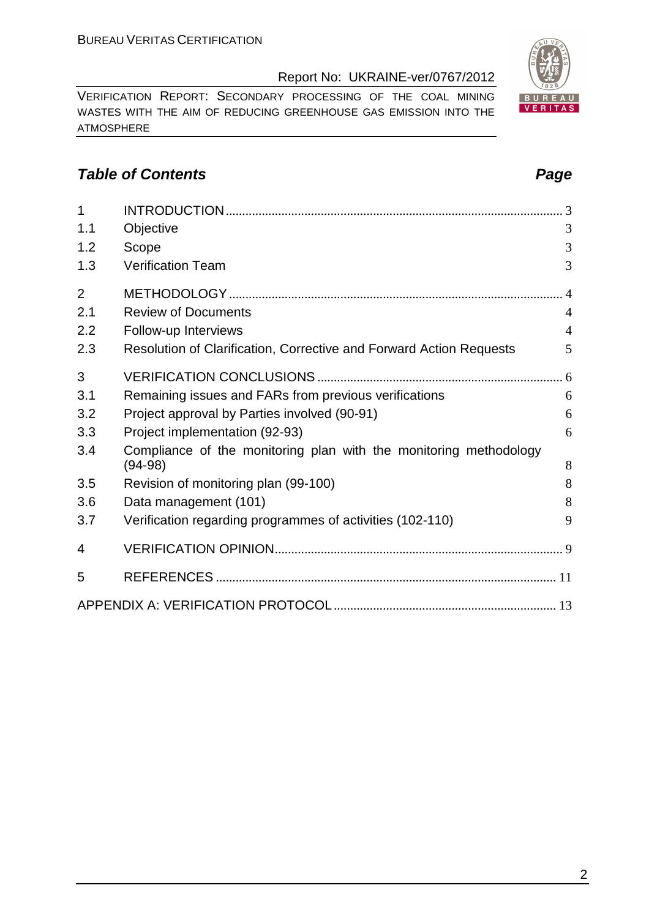## *Table of Contents* *Page*

| | | |
|---|---|---|
| 1 | INTRODUCTION | 3 |
| 1.1 | Objective | 3 |
| 1.2 | Scope | 3 |
| 1.3 | Verification Team | 3 |
| 2 | METHODOLOGY | 4 |
| 2.1 | Review of Documents | 4 |
| 2.2 | Follow-up Interviews | 4 |
| 2.3 | Resolution of Clarification, Corrective and Forward Action Requests | 5 |
| 3 | VERIFICATION CONCLUSIONS | 6 |
| 3.1 | Remaining issues and FARs from previous verifications | 6 |
| 3.2 | Project approval by Parties involved (90-91) | 6 |
| 3.3 | Project implementation (92-93) | 6 |
| 3.4 | Compliance of the monitoring plan with the monitoring methodology (94-98) | 8 |
| 3.5 | Revision of monitoring plan (99-100) | 8 |
| 3.6 | Data management (101) | 8 |
| 3.7 | Verification regarding programmes of activities (102-110) | 9 |
| 4 | VERIFICATION OPINION | 9 |
| 5 | REFERENCES | 11 |
| | APPENDIX A: VERIFICATION PROTOCOL | 13 |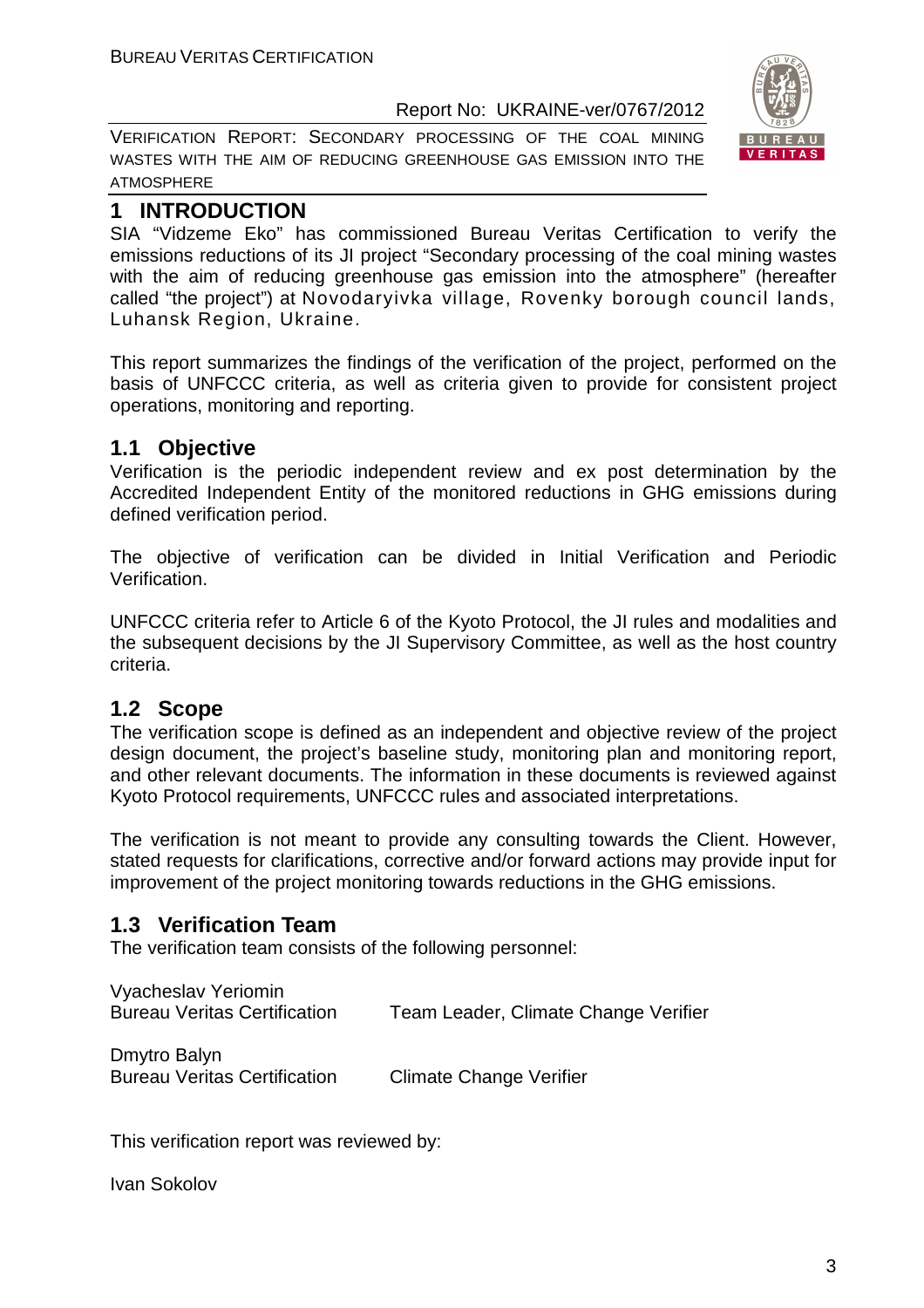# 1 INTRODUCTION

SIA "Vidzeme Eko" has commissioned Bureau Veritas Certification to verify the emissions reductions of its JI project "Secondary processing of the coal mining wastes with the aim of reducing greenhouse gas emission into the atmosphere" (hereafter called "the project") at Novodaryivka village, Rovenky borough council lands, Luhansk Region, Ukraine.

This report summarizes the findings of the verification of the project, performed on the basis of UNFCCC criteria, as well as criteria given to provide for consistent project operations, monitoring and reporting.

## 1.1 Objective

Verification is the periodic independent review and ex post determination by the Accredited Independent Entity of the monitored reductions in GHG emissions during defined verification period.

The objective of verification can be divided in Initial Verification and Periodic Verification.

UNFCCC criteria refer to Article 6 of the Kyoto Protocol, the JI rules and modalities and the subsequent decisions by the JI Supervisory Committee, as well as the host country criteria.

## 1.2 Scope

The verification scope is defined as an independent and objective review of the project design document, the project's baseline study, monitoring plan and monitoring report, and other relevant documents. The information in these documents is reviewed against Kyoto Protocol requirements, UNFCCC rules and associated interpretations.

The verification is not meant to provide any consulting towards the Client. However, stated requests for clarifications, corrective and/or forward actions may provide input for improvement of the project monitoring towards reductions in the GHG emissions.

## 1.3 Verification Team

The verification team consists of the following personnel:

| Name / Organization | Role |
|---|---|
| Vyacheslav Yeriomin<br>Bureau Veritas Certification | Team Leader, Climate Change Verifier |
| Dmytro Balyn<br>Bureau Veritas Certification | Climate Change Verifier |

This verification report was reviewed by:

Ivan Sokolov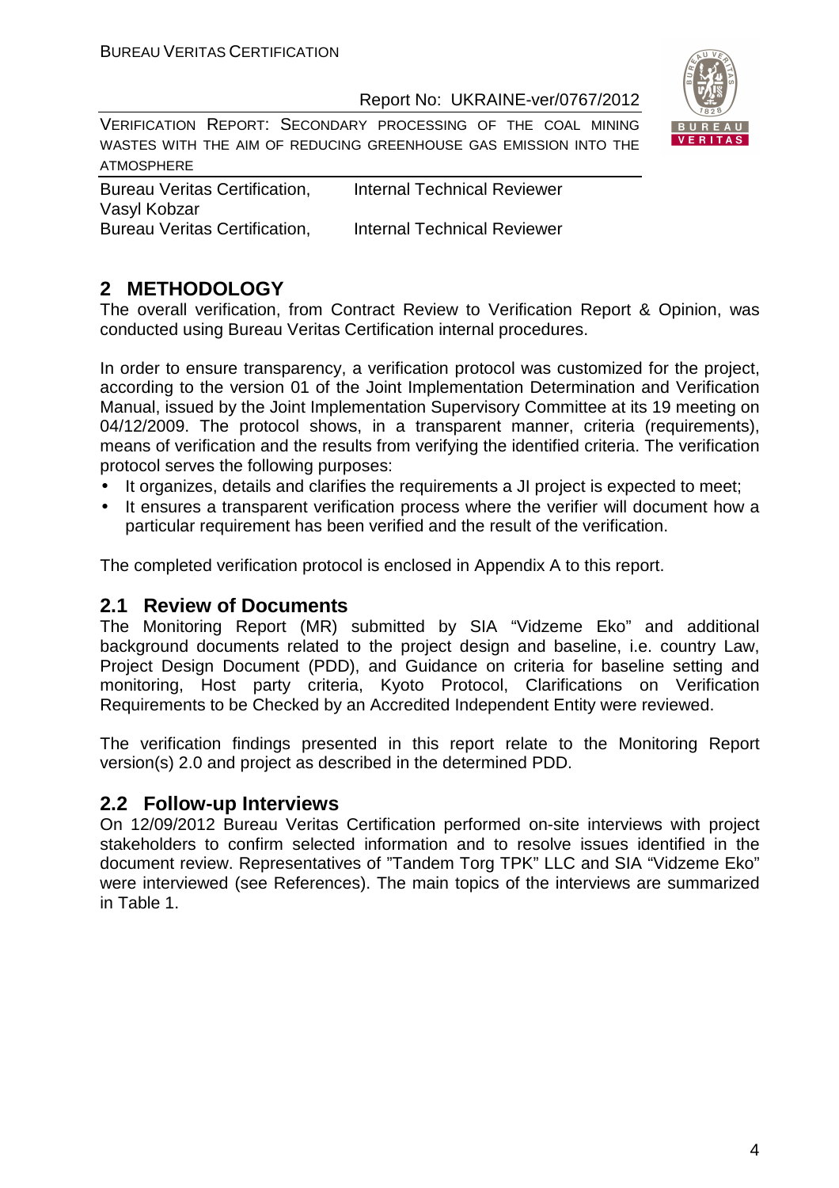| | |
|---|---|
| Bureau Veritas Certification, Vasyl Kobzar | Internal Technical Reviewer |
| Bureau Veritas Certification, | Internal Technical Reviewer |

## 2 METHODOLOGY

The overall verification, from Contract Review to Verification Report & Opinion, was conducted using Bureau Veritas Certification internal procedures.

In order to ensure transparency, a verification protocol was customized for the project, according to the version 01 of the Joint Implementation Determination and Verification Manual, issued by the Joint Implementation Supervisory Committee at its 19 meeting on 04/12/2009. The protocol shows, in a transparent manner, criteria (requirements), means of verification and the results from verifying the identified criteria. The verification protocol serves the following purposes:

- It organizes, details and clarifies the requirements a JI project is expected to meet;
- It ensures a transparent verification process where the verifier will document how a particular requirement has been verified and the result of the verification.

The completed verification protocol is enclosed in Appendix A to this report.

### 2.1 Review of Documents

The Monitoring Report (MR) submitted by SIA "Vidzeme Eko" and additional background documents related to the project design and baseline, i.e. country Law, Project Design Document (PDD), and Guidance on criteria for baseline setting and monitoring, Host party criteria, Kyoto Protocol, Clarifications on Verification Requirements to be Checked by an Accredited Independent Entity were reviewed.

The verification findings presented in this report relate to the Monitoring Report version(s) 2.0 and project as described in the determined PDD.

### 2.2 Follow-up Interviews

On 12/09/2012 Bureau Veritas Certification performed on-site interviews with project stakeholders to confirm selected information and to resolve issues identified in the document review. Representatives of "Tandem Torg TPK" LLC and SIA "Vidzeme Eko" were interviewed (see References). The main topics of the interviews are summarized in Table 1.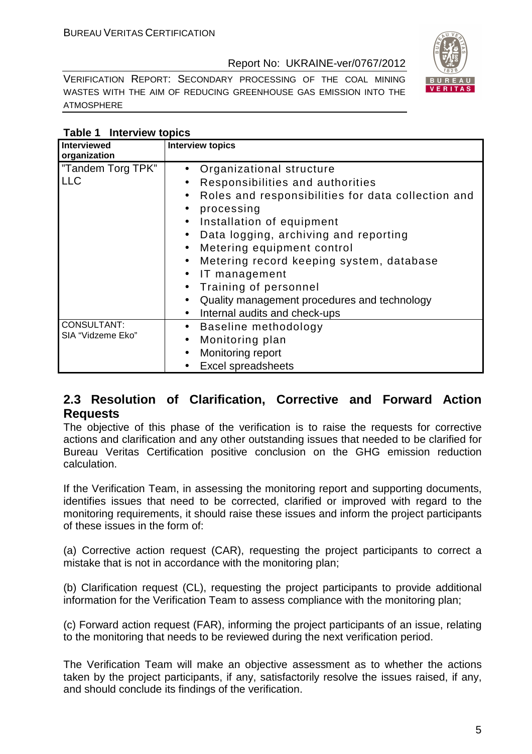**Table 1 Interview topics**

| Interviewed organization | Interview topics |
|---|---|
| "Tandem Torg TPK" LLC | • Organizational structure<br>• Responsibilities and authorities<br>• Roles and responsibilities for data collection and<br>• processing<br>• Installation of equipment<br>• Data logging, archiving and reporting<br>• Metering equipment control<br>• Metering record keeping system, database<br>• IT management<br>• Training of personnel<br>• Quality management procedures and technology<br>• Internal audits and check-ups |
| CONSULTANT: SIA "Vidzeme Eko" | • Baseline methodology<br>• Monitoring plan<br>• Monitoring report<br>• Excel spreadsheets |

## 2.3 Resolution of Clarification, Corrective and Forward Action Requests

The objective of this phase of the verification is to raise the requests for corrective actions and clarification and any other outstanding issues that needed to be clarified for Bureau Veritas Certification positive conclusion on the GHG emission reduction calculation.

If the Verification Team, in assessing the monitoring report and supporting documents, identifies issues that need to be corrected, clarified or improved with regard to the monitoring requirements, it should raise these issues and inform the project participants of these issues in the form of:

(a) Corrective action request (CAR), requesting the project participants to correct a mistake that is not in accordance with the monitoring plan;

(b) Clarification request (CL), requesting the project participants to provide additional information for the Verification Team to assess compliance with the monitoring plan;

(c) Forward action request (FAR), informing the project participants of an issue, relating to the monitoring that needs to be reviewed during the next verification period.

The Verification Team will make an objective assessment as to whether the actions taken by the project participants, if any, satisfactorily resolve the issues raised, if any, and should conclude its findings of the verification.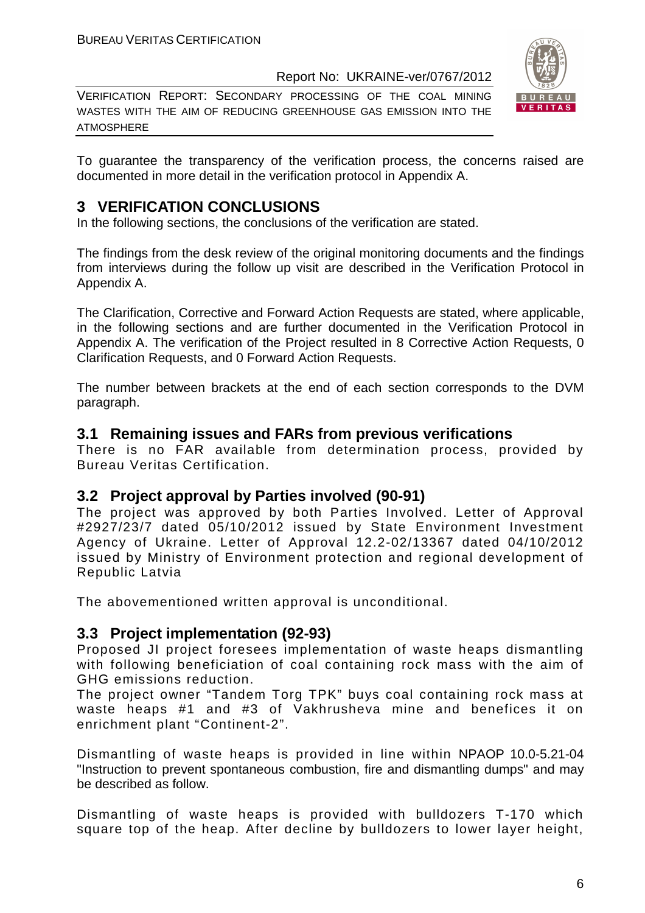To guarantee the transparency of the verification process, the concerns raised are documented in more detail in the verification protocol in Appendix A.

# 3 VERIFICATION CONCLUSIONS

In the following sections, the conclusions of the verification are stated.

The findings from the desk review of the original monitoring documents and the findings from interviews during the follow up visit are described in the Verification Protocol in Appendix A.

The Clarification, Corrective and Forward Action Requests are stated, where applicable, in the following sections and are further documented in the Verification Protocol in Appendix A. The verification of the Project resulted in 8 Corrective Action Requests, 0 Clarification Requests, and 0 Forward Action Requests.

The number between brackets at the end of each section corresponds to the DVM paragraph.

## 3.1 Remaining issues and FARs from previous verifications

There is no FAR available from determination process, provided by Bureau Veritas Certification.

## 3.2 Project approval by Parties involved (90-91)

The project was approved by both Parties Involved. Letter of Approval #2927/23/7 dated 05/10/2012 issued by State Environment Investment Agency of Ukraine. Letter of Approval 12.2-02/13367 dated 04/10/2012 issued by Ministry of Environment protection and regional development of Republic Latvia

The abovementioned written approval is unconditional.

## 3.3 Project implementation (92-93)

Proposed JI project foresees implementation of waste heaps dismantling with following beneficiation of coal containing rock mass with the aim of GHG emissions reduction.

The project owner "Tandem Torg TPK" buys coal containing rock mass at waste heaps #1 and #3 of Vakhrusheva mine and benefices it on enrichment plant "Continent-2".

Dismantling of waste heaps is provided in line within NPAOP 10.0-5.21-04 "Instruction to prevent spontaneous combustion, fire and dismantling dumps" and may be described as follow.

Dismantling of waste heaps is provided with bulldozers T-170 which square top of the heap. After decline by bulldozers to lower layer height,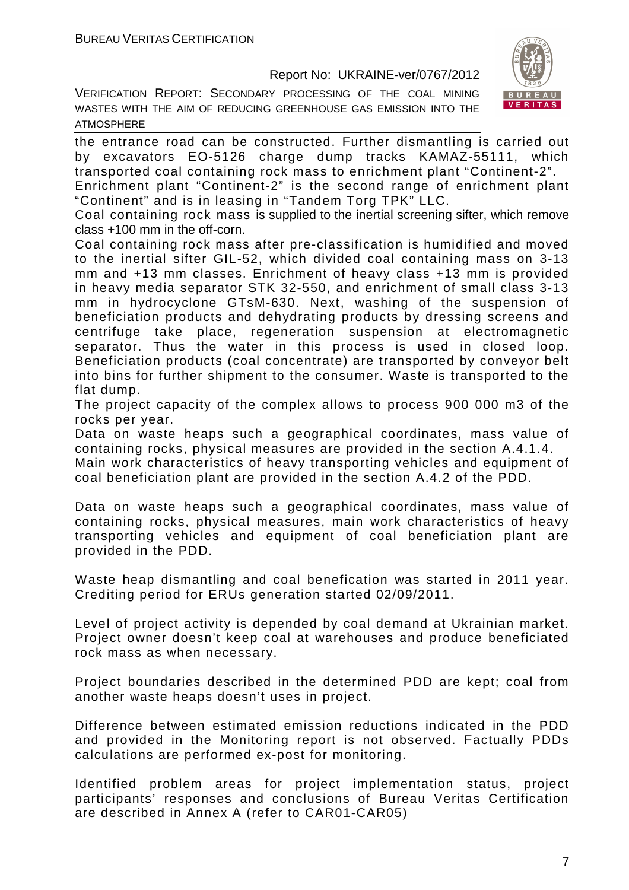the entrance road can be constructed. Further dismantling is carried out by excavators EO-5126 charge dump tracks KAMAZ-55111, which transported coal containing rock mass to enrichment plant "Continent-2".
Enrichment plant "Continent-2" is the second range of enrichment plant "Continent" and is in leasing in "Tandem Torg TPK" LLC.
Coal containing rock mass is supplied to the inertial screening sifter, which remove class +100 mm in the off-corn.
Coal containing rock mass after pre-classification is humidified and moved to the inertial sifter GIL-52, which divided coal containing mass on 3-13 mm and +13 mm classes. Enrichment of heavy class +13 mm is provided in heavy media separator STK 32-550, and enrichment of small class 3-13 mm in hydrocyclone GTsM-630. Next, washing of the suspension of beneficiation products and dehydrating products by dressing screens and centrifuge take place, regeneration suspension at electromagnetic separator. Thus the water in this process is used in closed loop. Beneficiation products (coal concentrate) are transported by conveyor belt into bins for further shipment to the consumer. Waste is transported to the flat dump.
The project capacity of the complex allows to process 900 000 m3 of the rocks per year.
Data on waste heaps such a geographical coordinates, mass value of containing rocks, physical measures are provided in the section A.4.1.4.
Main work characteristics of heavy transporting vehicles and equipment of coal beneficiation plant are provided in the section A.4.2 of the PDD.

Data on waste heaps such a geographical coordinates, mass value of containing rocks, physical measures, main work characteristics of heavy transporting vehicles and equipment of coal beneficiation plant are provided in the PDD.

Waste heap dismantling and coal benefication was started in 2011 year. Crediting period for ERUs generation started 02/09/2011.

Level of project activity is depended by coal demand at Ukrainian market. Project owner doesn't keep coal at warehouses and produce beneficiated rock mass as when necessary.

Project boundaries described in the determined PDD are kept; coal from another waste heaps doesn't uses in project.

Difference between estimated emission reductions indicated in the PDD and provided in the Monitoring report is not observed. Factually PDDs calculations are performed ex-post for monitoring.

Identified problem areas for project implementation status, project participants' responses and conclusions of Bureau Veritas Certification are described in Annex A (refer to CAR01-CAR05)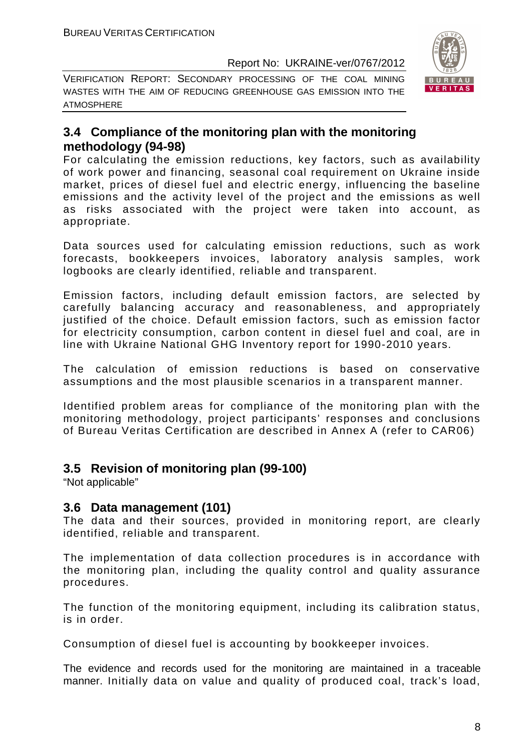## 3.4 Compliance of the monitoring plan with the monitoring methodology (94-98)

For calculating the emission reductions, key factors, such as availability of work power and financing, seasonal coal requirement on Ukraine inside market, prices of diesel fuel and electric energy, influencing the baseline emissions and the activity level of the project and the emissions as well as risks associated with the project were taken into account, as appropriate.

Data sources used for calculating emission reductions, such as work forecasts, bookkeepers invoices, laboratory analysis samples, work logbooks are clearly identified, reliable and transparent.

Emission factors, including default emission factors, are selected by carefully balancing accuracy and reasonableness, and appropriately justified of the choice. Default emission factors, such as emission factor for electricity consumption, carbon content in diesel fuel and coal, are in line with Ukraine National GHG Inventory report for 1990-2010 years.

The calculation of emission reductions is based on conservative assumptions and the most plausible scenarios in a transparent manner.

Identified problem areas for compliance of the monitoring plan with the monitoring methodology, project participants' responses and conclusions of Bureau Veritas Certification are described in Annex A (refer to CAR06)

## 3.5 Revision of monitoring plan (99-100)

"Not applicable"

## 3.6 Data management (101)

The data and their sources, provided in monitoring report, are clearly identified, reliable and transparent.

The implementation of data collection procedures is in accordance with the monitoring plan, including the quality control and quality assurance procedures.

The function of the monitoring equipment, including its calibration status, is in order.

Consumption of diesel fuel is accounting by bookkeeper invoices.

The evidence and records used for the monitoring are maintained in a traceable manner. Initially data on value and quality of produced coal, track's load,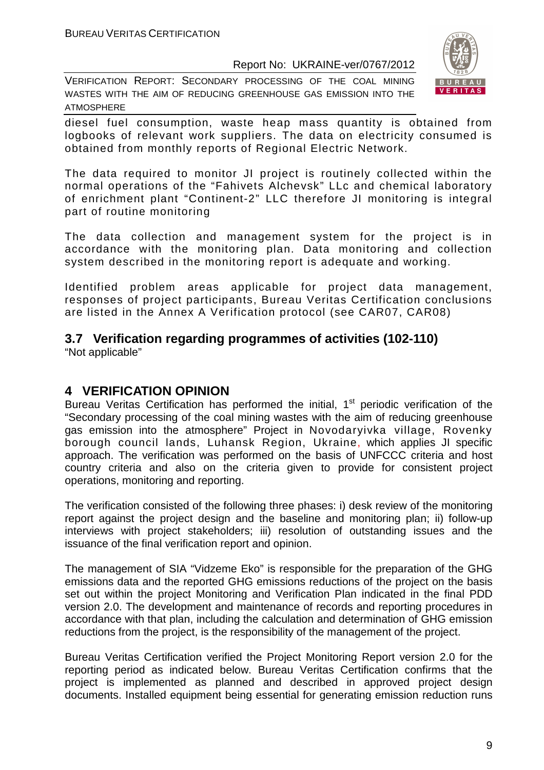diesel fuel consumption, waste heap mass quantity is obtained from logbooks of relevant work suppliers. The data on electricity consumed is obtained from monthly reports of Regional Electric Network.

The data required to monitor JI project is routinely collected within the normal operations of the "Fahivets Alchevsk" LLc and chemical laboratory of enrichment plant "Continent-2" LLC therefore JI monitoring is integral part of routine monitoring

The data collection and management system for the project is in accordance with the monitoring plan. Data monitoring and collection system described in the monitoring report is adequate and working.

Identified problem areas applicable for project data management, responses of project participants, Bureau Veritas Certification conclusions are listed in the Annex A Verification protocol (see CAR07, CAR08)

## 3.7 Verification regarding programmes of activities (102-110)

"Not applicable"

# 4 VERIFICATION OPINION

Bureau Veritas Certification has performed the initial, 1st periodic verification of the "Secondary processing of the coal mining wastes with the aim of reducing greenhouse gas emission into the atmosphere" Project in Novodaryivka village, Rovenky borough council lands, Luhansk Region, Ukraine, which applies JI specific approach. The verification was performed on the basis of UNFCCC criteria and host country criteria and also on the criteria given to provide for consistent project operations, monitoring and reporting.

The verification consisted of the following three phases: i) desk review of the monitoring report against the project design and the baseline and monitoring plan; ii) follow-up interviews with project stakeholders; iii) resolution of outstanding issues and the issuance of the final verification report and opinion.

The management of SIA "Vidzeme Eko" is responsible for the preparation of the GHG emissions data and the reported GHG emissions reductions of the project on the basis set out within the project Monitoring and Verification Plan indicated in the final PDD version 2.0. The development and maintenance of records and reporting procedures in accordance with that plan, including the calculation and determination of GHG emission reductions from the project, is the responsibility of the management of the project.

Bureau Veritas Certification verified the Project Monitoring Report version 2.0 for the reporting period as indicated below. Bureau Veritas Certification confirms that the project is implemented as planned and described in approved project design documents. Installed equipment being essential for generating emission reduction runs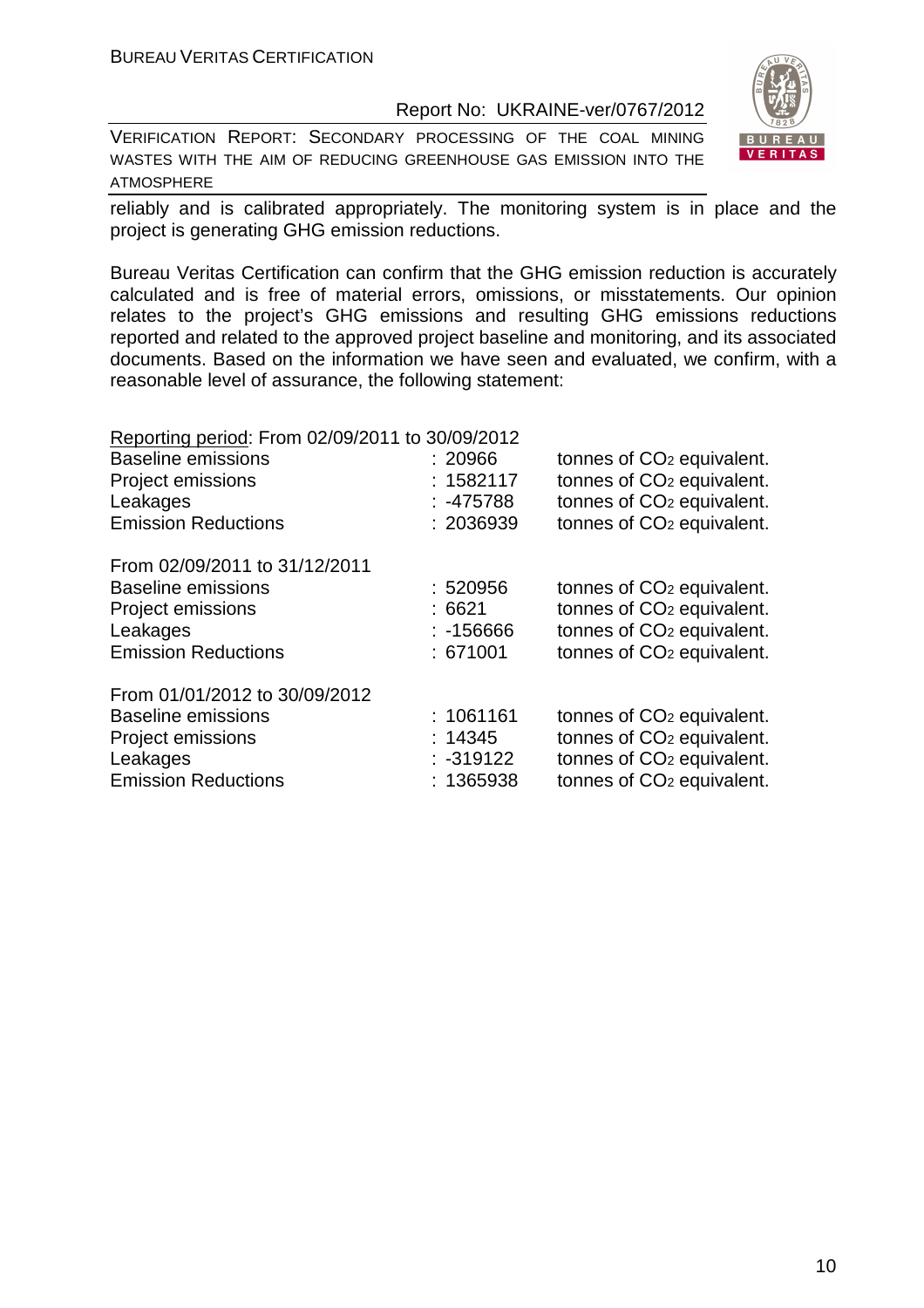reliably and is calibrated appropriately. The monitoring system is in place and the project is generating GHG emission reductions.

Bureau Veritas Certification can confirm that the GHG emission reduction is accurately calculated and is free of material errors, omissions, or misstatements. Our opinion relates to the project's GHG emissions and resulting GHG emissions reductions reported and related to the approved project baseline and monitoring, and its associated documents. Based on the information we have seen and evaluated, we confirm, with a reasonable level of assurance, the following statement:

Reporting period: From 02/09/2011 to 30/09/2012

| | | |
|---|---|---|
| Baseline emissions | : 20966 | tonnes of $CO_2$ equivalent. |
| Project emissions | : 1582117 | tonnes of $CO_2$ equivalent. |
| Leakages | : -475788 | tonnes of $CO_2$ equivalent. |
| Emission Reductions | : 2036939 | tonnes of $CO_2$ equivalent. |

From 02/09/2011 to 31/12/2011

| | | |
|---|---|---|
| Baseline emissions | : 520956 | tonnes of $CO_2$ equivalent. |
| Project emissions | : 6621 | tonnes of $CO_2$ equivalent. |
| Leakages | : -156666 | tonnes of $CO_2$ equivalent. |
| Emission Reductions | : 671001 | tonnes of $CO_2$ equivalent. |

From 01/01/2012 to 30/09/2012

| | | |
|---|---|---|
| Baseline emissions | : 1061161 | tonnes of $CO_2$ equivalent. |
| Project emissions | : 14345 | tonnes of $CO_2$ equivalent. |
| Leakages | : -319122 | tonnes of $CO_2$ equivalent. |
| Emission Reductions | : 1365938 | tonnes of $CO_2$ equivalent. |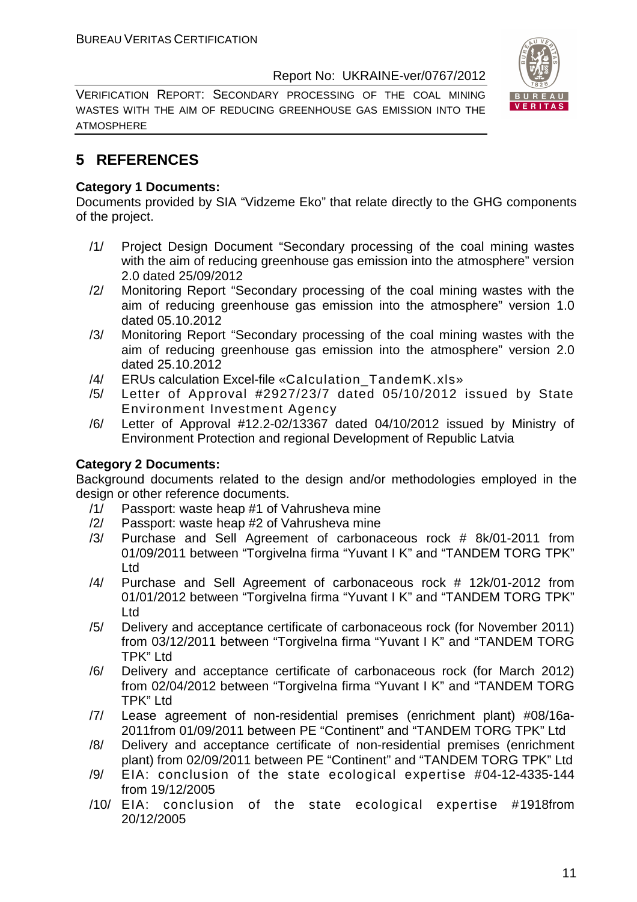# 5 REFERENCES

**Category 1 Documents:**

Documents provided by SIA "Vidzeme Eko" that relate directly to the GHG components of the project.

/1/ Project Design Document "Secondary processing of the coal mining wastes with the aim of reducing greenhouse gas emission into the atmosphere" version 2.0 dated 25/09/2012

/2/ Monitoring Report "Secondary processing of the coal mining wastes with the aim of reducing greenhouse gas emission into the atmosphere" version 1.0 dated 05.10.2012

/3/ Monitoring Report "Secondary processing of the coal mining wastes with the aim of reducing greenhouse gas emission into the atmosphere" version 2.0 dated 25.10.2012

/4/ ERUs calculation Excel-file «Calculation_TandemK.xls»

/5/ Letter of Approval #2927/23/7 dated 05/10/2012 issued by State Environment Investment Agency

/6/ Letter of Approval #12.2-02/13367 dated 04/10/2012 issued by Ministry of Environment Protection and regional Development of Republic Latvia

**Category 2 Documents:**

Background documents related to the design and/or methodologies employed in the design or other reference documents.

/1/ Passport: waste heap #1 of Vahrusheva mine

/2/ Passport: waste heap #2 of Vahrusheva mine

/3/ Purchase and Sell Agreement of carbonaceous rock # 8k/01-2011 from 01/09/2011 between "Torgivelna firma "Yuvant I K" and "TANDEM TORG TPK" Ltd

/4/ Purchase and Sell Agreement of carbonaceous rock # 12k/01-2012 from 01/01/2012 between "Torgivelna firma "Yuvant I K" and "TANDEM TORG TPK" Ltd

/5/ Delivery and acceptance certificate of carbonaceous rock (for November 2011) from 03/12/2011 between "Torgivelna firma "Yuvant I K" and "TANDEM TORG TPK" Ltd

/6/ Delivery and acceptance certificate of carbonaceous rock (for March 2012) from 02/04/2012 between "Torgivelna firma "Yuvant I K" and "TANDEM TORG TPK" Ltd

/7/ Lease agreement of non-residential premises (enrichment plant) #08/16a-2011from 01/09/2011 between PE "Continent" and "TANDEM TORG TPK" Ltd

/8/ Delivery and acceptance certificate of non-residential premises (enrichment plant) from 02/09/2011 between PE "Continent" and "TANDEM TORG TPK" Ltd

/9/ EIA: conclusion of the state ecological expertise #04-12-4335-144 from 19/12/2005

/10/ EIA: conclusion of the state ecological expertise #1918from 20/12/2005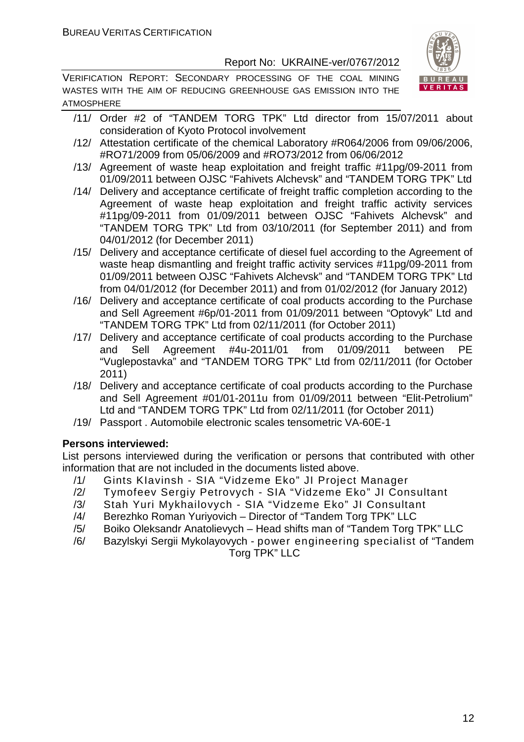/11/ Order #2 of "TANDEM TORG TPK" Ltd director from 15/07/2011 about consideration of Kyoto Protocol involvement

/12/ Attestation certificate of the chemical Laboratory #R064/2006 from 09/06/2006, #RO71/2009 from 05/06/2009 and #RO73/2012 from 06/06/2012

/13/ Agreement of waste heap exploitation and freight traffic #11pg/09-2011 from 01/09/2011 between OJSC "Fahivets Alchevsk" and "TANDEM TORG TPK" Ltd

/14/ Delivery and acceptance certificate of freight traffic completion according to the Agreement of waste heap exploitation and freight traffic activity services #11pg/09-2011 from 01/09/2011 between OJSC "Fahivets Alchevsk" and "TANDEM TORG TPK" Ltd from 03/10/2011 (for September 2011) and from 04/01/2012 (for December 2011)

/15/ Delivery and acceptance certificate of diesel fuel according to the Agreement of waste heap dismantling and freight traffic activity services #11pg/09-2011 from 01/09/2011 between OJSC "Fahivets Alchevsk" and "TANDEM TORG TPK" Ltd from 04/01/2012 (for December 2011) and from 01/02/2012 (for January 2012)

/16/ Delivery and acceptance certificate of coal products according to the Purchase and Sell Agreement #6p/01-2011 from 01/09/2011 between "Optovyk" Ltd and "TANDEM TORG TPK" Ltd from 02/11/2011 (for October 2011)

/17/ Delivery and acceptance certificate of coal products according to the Purchase and Sell Agreement #4u-2011/01 from 01/09/2011 between PE "Vuglepostavka" and "TANDEM TORG TPK" Ltd from 02/11/2011 (for October 2011)

/18/ Delivery and acceptance certificate of coal products according to the Purchase and Sell Agreement #01/01-2011u from 01/09/2011 between "Elit-Petrolium" Ltd and "TANDEM TORG TPK" Ltd from 02/11/2011 (for October 2011)

/19/ Passport . Automobile electronic scales tensometric VA-60E-1

**Persons interviewed:**

List persons interviewed during the verification or persons that contributed with other information that are not included in the documents listed above.

/1/ Gints Klavinsh - SIA "Vidzeme Eko" JI Project Manager

/2/ Tymofeev Sergiy Petrovych - SIA "Vidzeme Eko" JI Consultant

/3/ Stah Yuri Mykhailovych - SIA "Vidzeme Eko" JI Consultant

/4/ Berezhko Roman Yuriyovich – Director of "Tandem Torg TPK" LLC

/5/ Boiko Oleksandr Anatolievych – Head shifts man of "Tandem Torg TPK" LLC

/6/ Bazylskyi Sergii Mykolayovych - power engineering specialist of "Tandem Torg TPK" LLC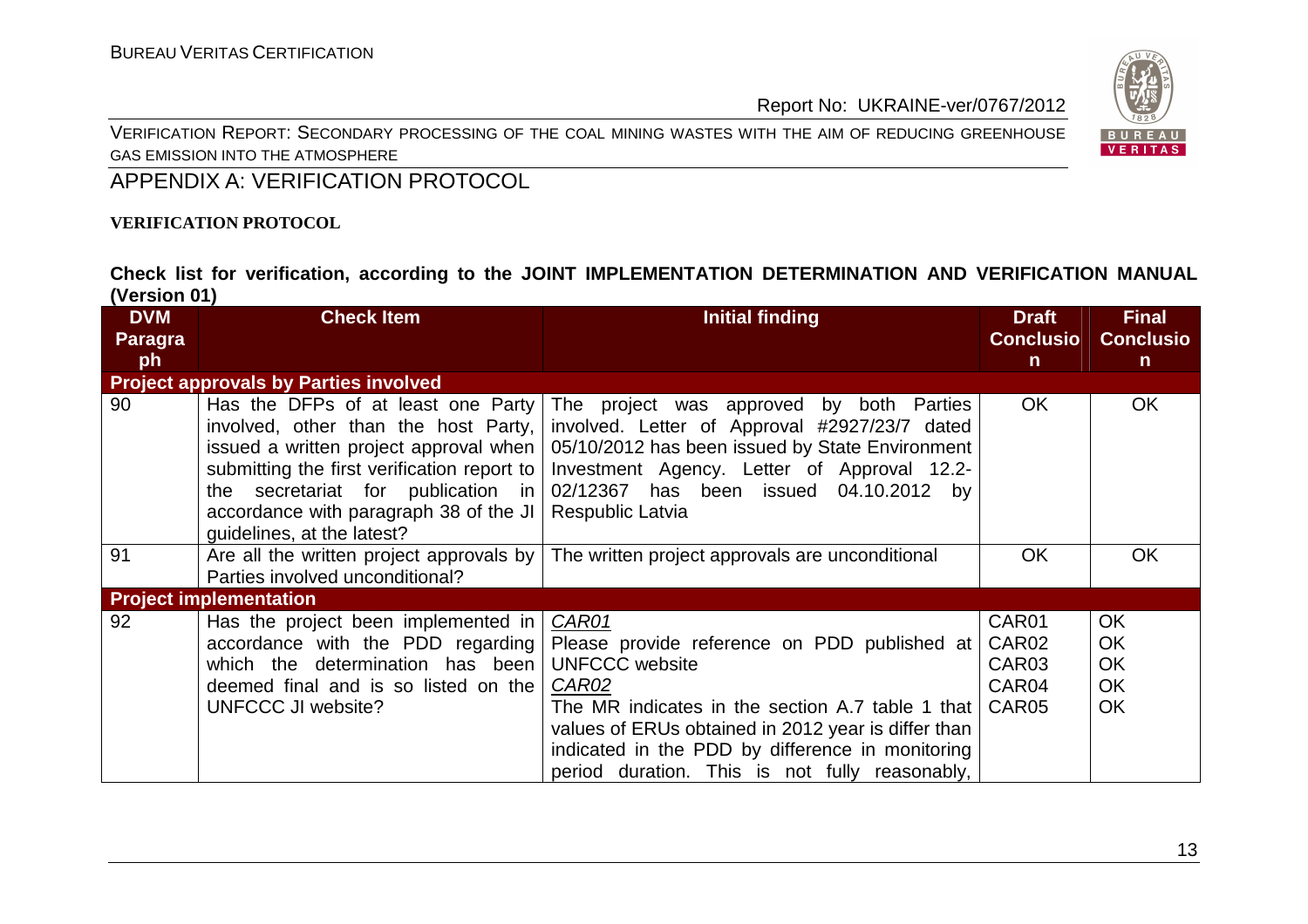## APPENDIX A: VERIFICATION PROTOCOL

**VERIFICATION PROTOCOL**

**Check list for verification, according to the JOINT IMPLEMENTATION DETERMINATION AND VERIFICATION MANUAL (Version 01)**

| DVM Paragraph | Check Item | Initial finding | Draft Conclusion | Final Conclusion |
|---|---|---|---|---|
| **Project approvals by Parties involved** | | | | |
| 90 | Has the DFPs of at least one Party involved, other than the host Party, issued a written project approval when submitting the first verification report to the secretariat for publication in accordance with paragraph 38 of the JI guidelines, at the latest? | The project was approved by both Parties involved. Letter of Approval #2927/23/7 dated 05/10/2012 has been issued by State Environment Investment Agency. Letter of Approval 12.2-02/12367 has been issued 04.10.2012 by Respublic Latvia | OK | OK |
| 91 | Are all the written project approvals by Parties involved unconditional? | The written project approvals are unconditional | OK | OK |
| **Project implementation** | | | | |
| 92 | Has the project been implemented in accordance with the PDD regarding which the determination has been deemed final and is so listed on the UNFCCC JI website? | *CAR01*<br>Please provide reference on PDD published at UNFCCC website<br>*CAR02*<br>The MR indicates in the section A.7 table 1 that values of ERUs obtained in 2012 year is differ than indicated in the PDD by difference in monitoring period duration. This is not fully reasonably, | CAR01<br>CAR02<br>CAR03<br>CAR04<br>CAR05 | OK<br>OK<br>OK<br>OK<br>OK |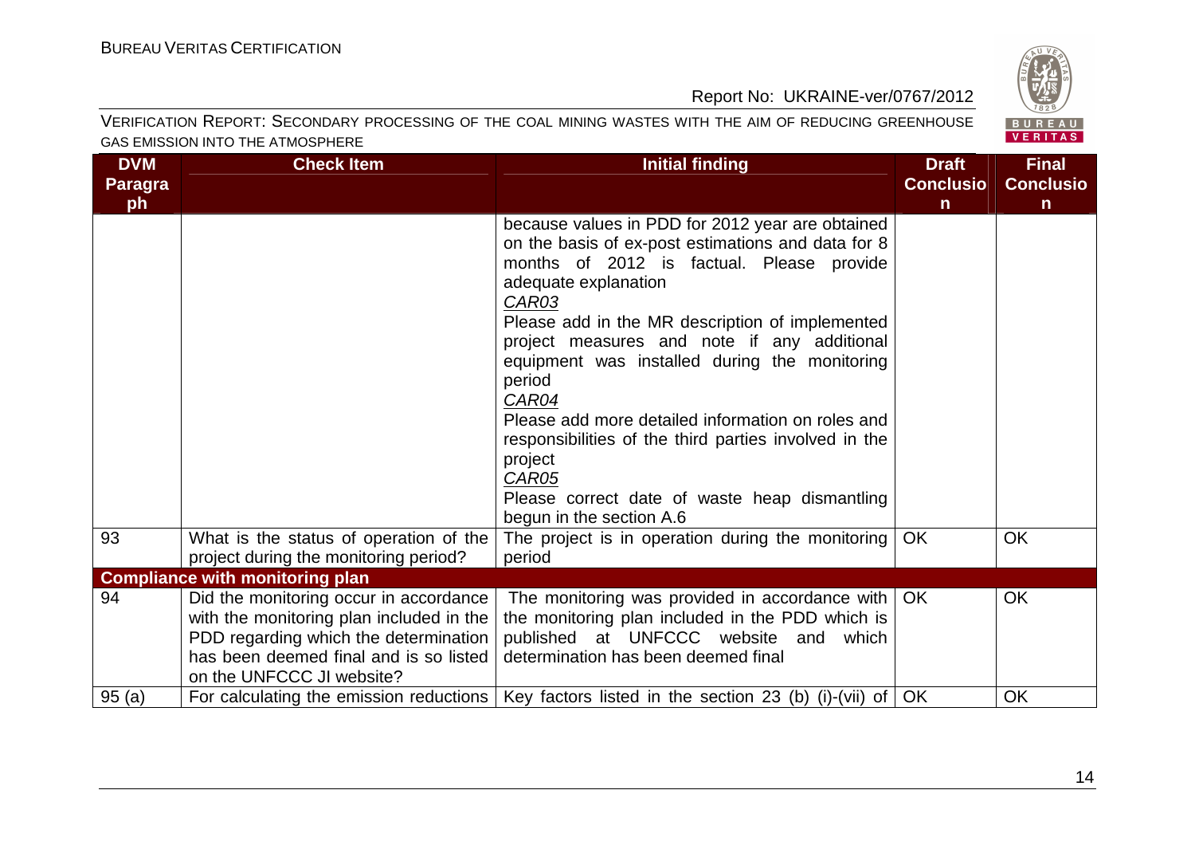| DVM Paragraph | Check Item | Initial finding | Draft Conclusion | Final Conclusion |
|---|---|---|---|---|
| | | because values in PDD for 2012 year are obtained on the basis of ex-post estimations and data for 8 months of 2012 is factual. Please provide adequate explanation<br>*CAR03*<br>Please add in the MR description of implemented project measures and note if any additional equipment was installed during the monitoring period<br>*CAR04*<br>Please add more detailed information on roles and responsibilities of the third parties involved in the project<br>*CAR05*<br>Please correct date of waste heap dismantling begun in the section A.6 | | |
| 93 | What is the status of operation of the project during the monitoring period? | The project is in operation during the monitoring period | OK | OK |
| **Compliance with monitoring plan** | | | | |
| 94 | Did the monitoring occur in accordance with the monitoring plan included in the PDD regarding which the determination has been deemed final and is so listed on the UNFCCC JI website? | The monitoring was provided in accordance with the monitoring plan included in the PDD which is published at UNFCCC website and which determination has been deemed final | OK | OK |
| 95 (a) | For calculating the emission reductions | Key factors listed in the section 23 (b) (i)-(vii) of | OK | OK |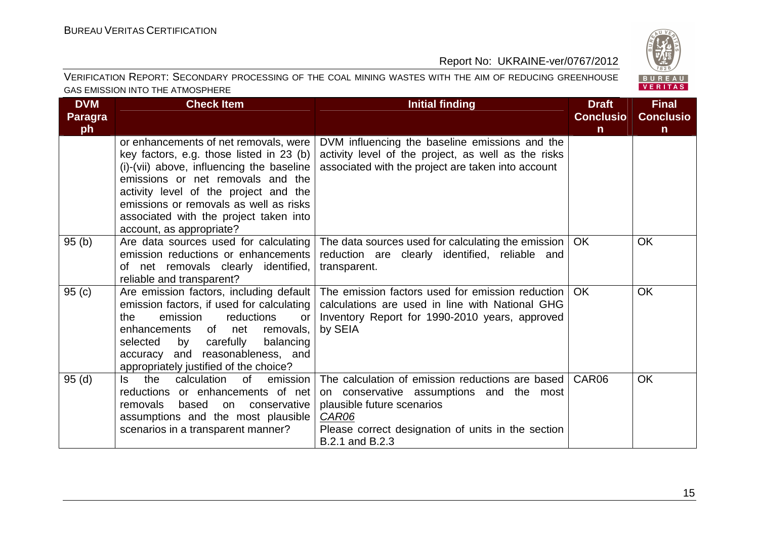| DVM Paragraph | Check Item | Initial finding | Draft Conclusion | Final Conclusion |
|---|---|---|---|---|
| | or enhancements of net removals, were key factors, e.g. those listed in 23 (b) (i)-(vii) above, influencing the baseline emissions or net removals and the activity level of the project and the emissions or removals as well as risks associated with the project taken into account, as appropriate? | DVM influencing the baseline emissions and the activity level of the project, as well as the risks associated with the project are taken into account | | |
| 95 (b) | Are data sources used for calculating emission reductions or enhancements of net removals clearly identified, reliable and transparent? | The data sources used for calculating the emission reduction are clearly identified, reliable and transparent. | OK | OK |
| 95 (c) | Are emission factors, including default emission factors, if used for calculating the emission reductions or enhancements of net removals, selected by carefully balancing accuracy and reasonableness, and appropriately justified of the choice? | The emission factors used for emission reduction calculations are used in line with National GHG Inventory Report for 1990-2010 years, approved by SEIA | OK | OK |
| 95 (d) | Is the calculation of emission reductions or enhancements of net removals based on conservative assumptions and the most plausible scenarios in a transparent manner? | The calculation of emission reductions are based on conservative assumptions and the most plausible future scenarios<br>*CAR06*<br>Please correct designation of units in the section B.2.1 and B.2.3 | CAR06 | OK |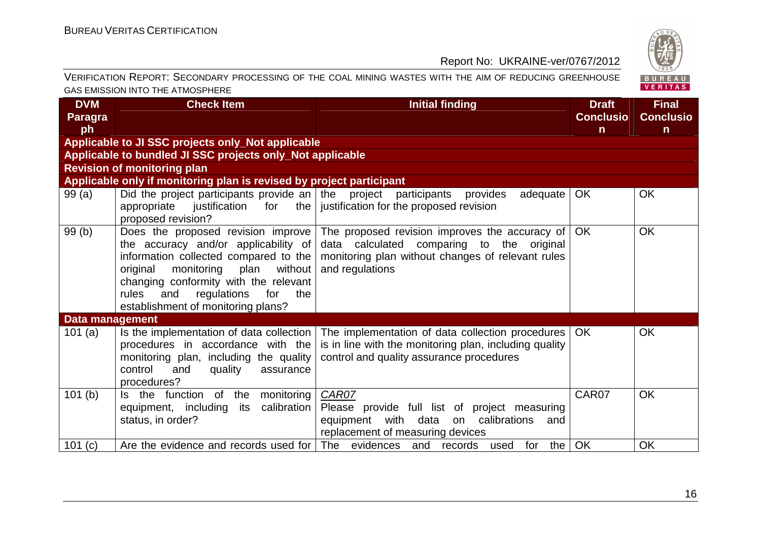| DVM Paragraph | Check Item | Initial finding | Draft Conclusion | Final Conclusion |
|---|---|---|---|---|
| **Applicable to JI SSC projects only_Not applicable** | | | | |
| **Applicable to bundled JI SSC projects only_Not applicable** | | | | |
| **Revision of monitoring plan** | | | | |
| **Applicable only if monitoring plan is revised by project participant** | | | | |
| 99 (a) | Did the project participants provide an appropriate justification for the proposed revision? | the project participants provides adequate justification for the proposed revision | OK | OK |
| 99 (b) | Does the proposed revision improve the accuracy and/or applicability of information collected compared to the original monitoring plan without changing conformity with the relevant rules and regulations for the establishment of monitoring plans? | The proposed revision improves the accuracy of data calculated comparing to the original monitoring plan without changes of relevant rules and regulations | OK | OK |
| **Data management** | | | | |
| 101 (a) | Is the implementation of data collection procedures in accordance with the monitoring plan, including the quality control and quality assurance procedures? | The implementation of data collection procedures is in line with the monitoring plan, including quality control and quality assurance procedures | OK | OK |
| 101 (b) | Is the function of the monitoring equipment, including its calibration status, in order? | *CAR07* Please provide full list of project measuring equipment with data on calibrations and replacement of measuring devices | CAR07 | OK |
| 101 (c) | Are the evidence and records used for | The evidences and records used for the | OK | OK |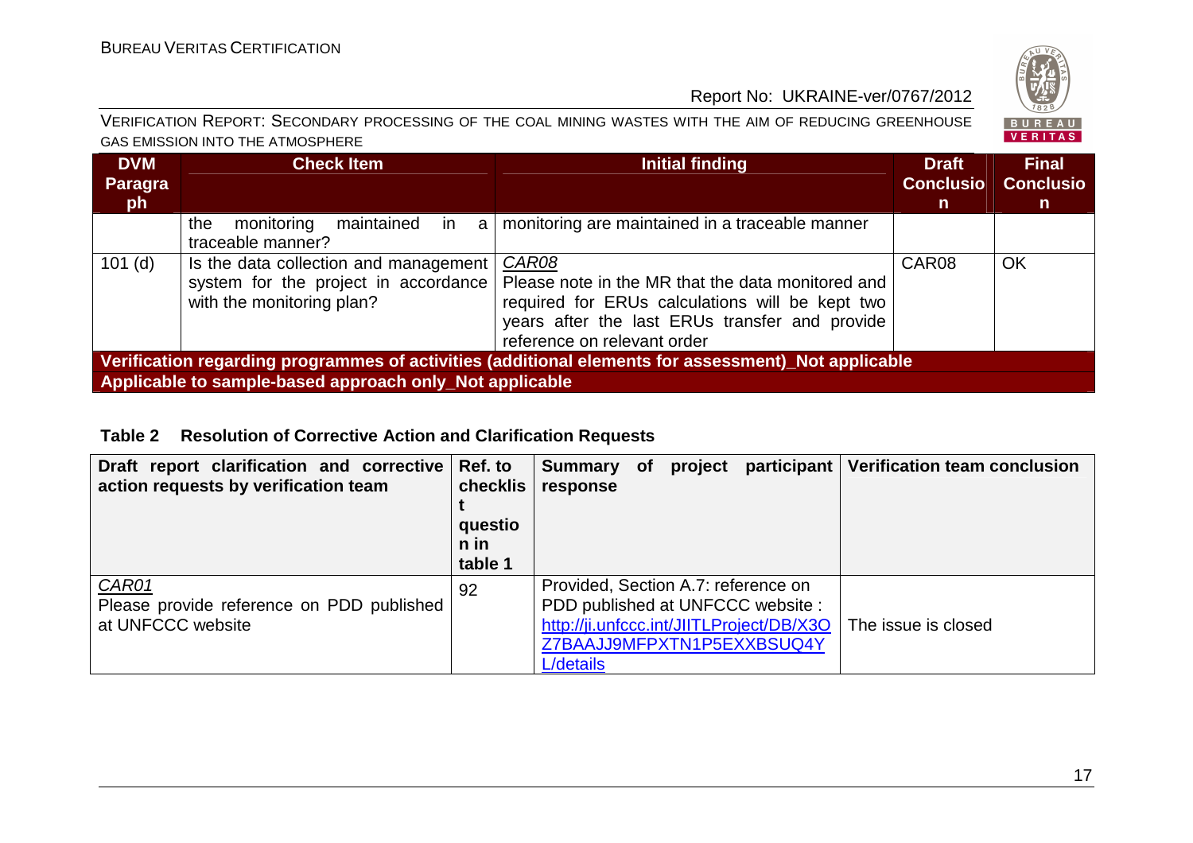| DVM Paragraph | Check Item | Initial finding | Draft Conclusion | Final Conclusion |
|---|---|---|---|---|
| | the monitoring maintained in a traceable manner? | monitoring are maintained in a traceable manner | | |
| 101 (d) | Is the data collection and management system for the project in accordance with the monitoring plan? | *CAR08* Please note in the MR that the data monitored and required for ERUs calculations will be kept two years after the last ERUs transfer and provide reference on relevant order | CAR08 | OK |
| **Verification regarding programmes of activities (additional elements for assessment)_Not applicable** | | | | |
| **Applicable to sample-based approach only_Not applicable** | | | | |

**Table 2 Resolution of Corrective Action and Clarification Requests**

| Draft report clarification and corrective action requests by verification team | Ref. to checklist question in table 1 | Summary of project participant response | Verification team conclusion |
|---|---|---|---|
| *CAR01* Please provide reference on PDD published at UNFCCC website | 92 | Provided, Section A.7: reference on PDD published at UNFCCC website : http://ji.unfccc.int/JIITLProject/DB/X3OZ7BAAJJ9MFPXTN1P5EXXBSUQ4YL/details | The issue is closed |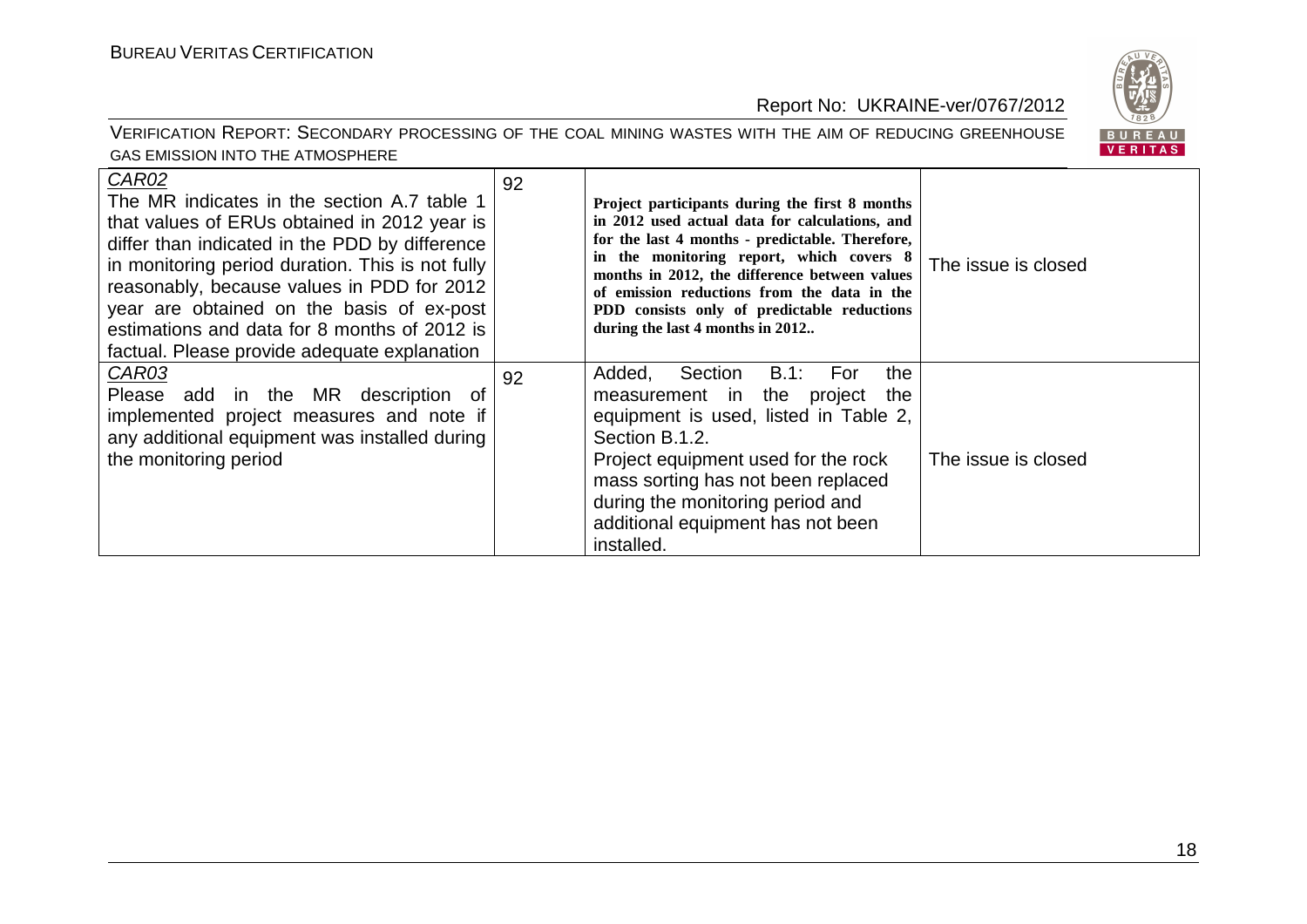| | | | |
|---|---|---|---|
| *CAR02*<br>The MR indicates in the section A.7 table 1 that values of ERUs obtained in 2012 year is differ than indicated in the PDD by difference in monitoring period duration. This is not fully reasonably, because values in PDD for 2012 year are obtained on the basis of ex-post estimations and data for 8 months of 2012 is factual. Please provide adequate explanation | 92 | **Project participants during the first 8 months in 2012 used actual data for calculations, and for the last 4 months - predictable. Therefore, in the monitoring report, which covers 8 months in 2012, the difference between values of emission reductions from the data in the PDD consists only of predictable reductions during the last 4 months in 2012..** | The issue is closed |
| *CAR03*<br>Please add in the MR description of implemented project measures and note if any additional equipment was installed during the monitoring period | 92 | Added, Section B.1: For the measurement in the project the equipment is used, listed in Table 2, Section B.1.2.<br>Project equipment used for the rock mass sorting has not been replaced during the monitoring period and additional equipment has not been installed. | The issue is closed |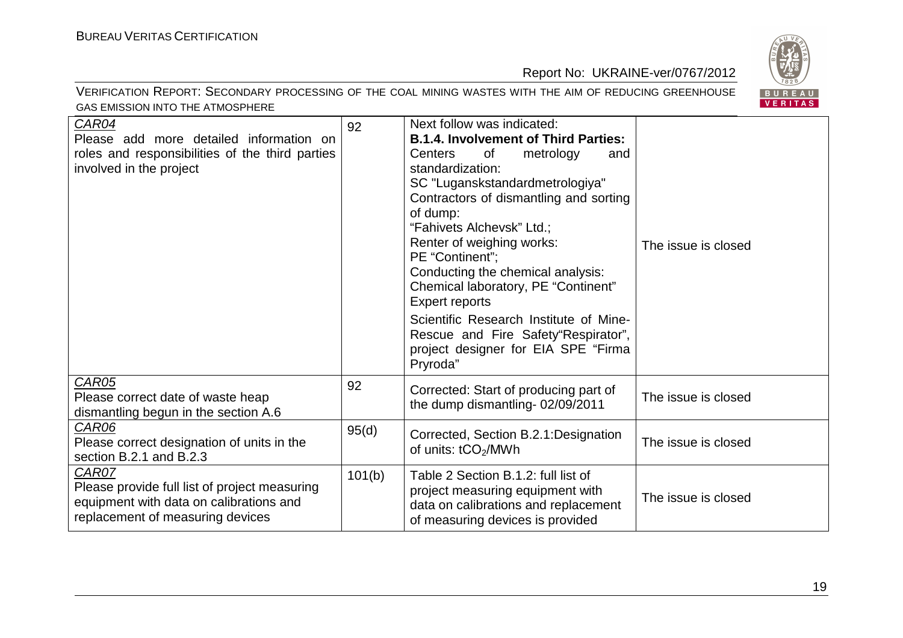| | | | |
|---|---|---|---|
| CAR04<br>Please add more detailed information on roles and responsibilities of the third parties involved in the project | 92 | Next follow was indicated:<br>**B.1.4. Involvement of Third Parties:**<br>Centers of metrology and standardization:<br>SC "Luganskstandardmetrologiya"<br>Contractors of dismantling and sorting of dump:<br>"Fahivets Alchevsk" Ltd.;<br>Renter of weighing works:<br>PE "Continent";<br>Conducting the chemical analysis:<br>Chemical laboratory, PE "Continent"<br>Expert reports<br>Scientific Research Institute of Mine-Rescue and Fire Safety"Respirator", project designer for EIA SPE "Firma Pryroda" | The issue is closed |
| CAR05<br>Please correct date of waste heap dismantling begun in the section A.6 | 92 | Corrected: Start of producing part of the dump dismantling- 02/09/2011 | The issue is closed |
| CAR06<br>Please correct designation of units in the section B.2.1 and B.2.3 | 95(d) | Corrected, Section B.2.1:Designation of units: $tCO_2$/MWh | The issue is closed |
| CAR07<br>Please provide full list of project measuring equipment with data on calibrations and replacement of measuring devices | 101(b) | Table 2 Section B.1.2: full list of project measuring equipment with data on calibrations and replacement of measuring devices is provided | The issue is closed |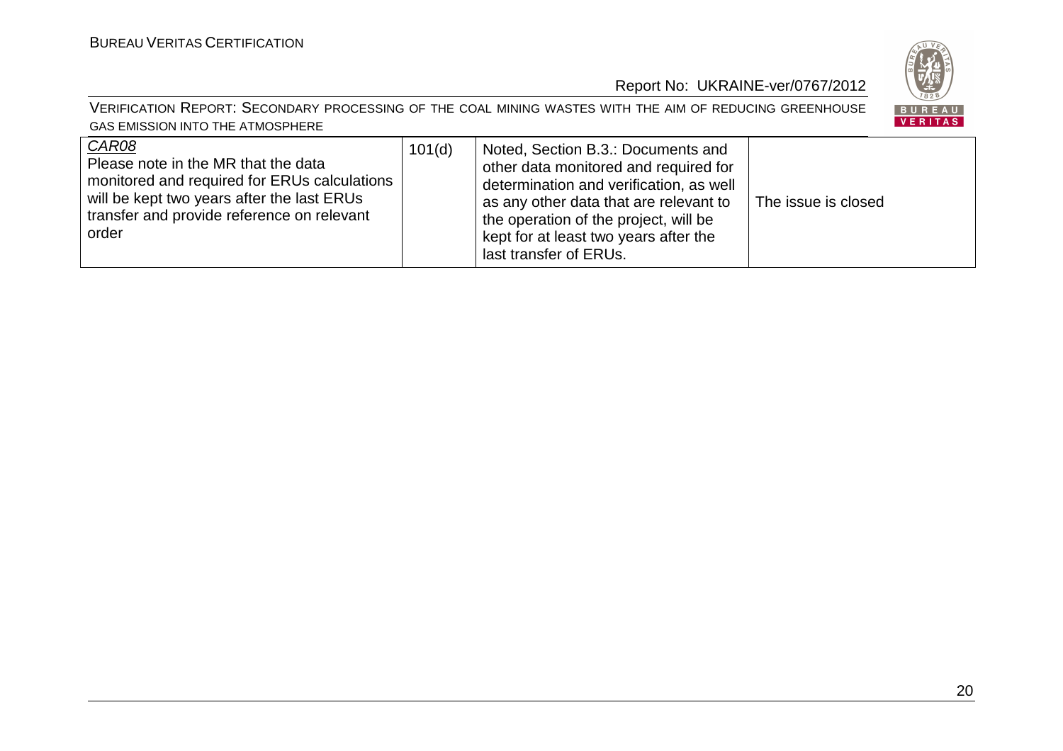| | | | |
|---|---|---|---|
| *CAR08*<br>Please note in the MR that the data monitored and required for ERUs calculations will be kept two years after the last ERUs transfer and provide reference on relevant order | 101(d) | Noted, Section B.3.: Documents and other data monitored and required for determination and verification, as well as any other data that are relevant to the operation of the project, will be kept for at least two years after the last transfer of ERUs. | The issue is closed |